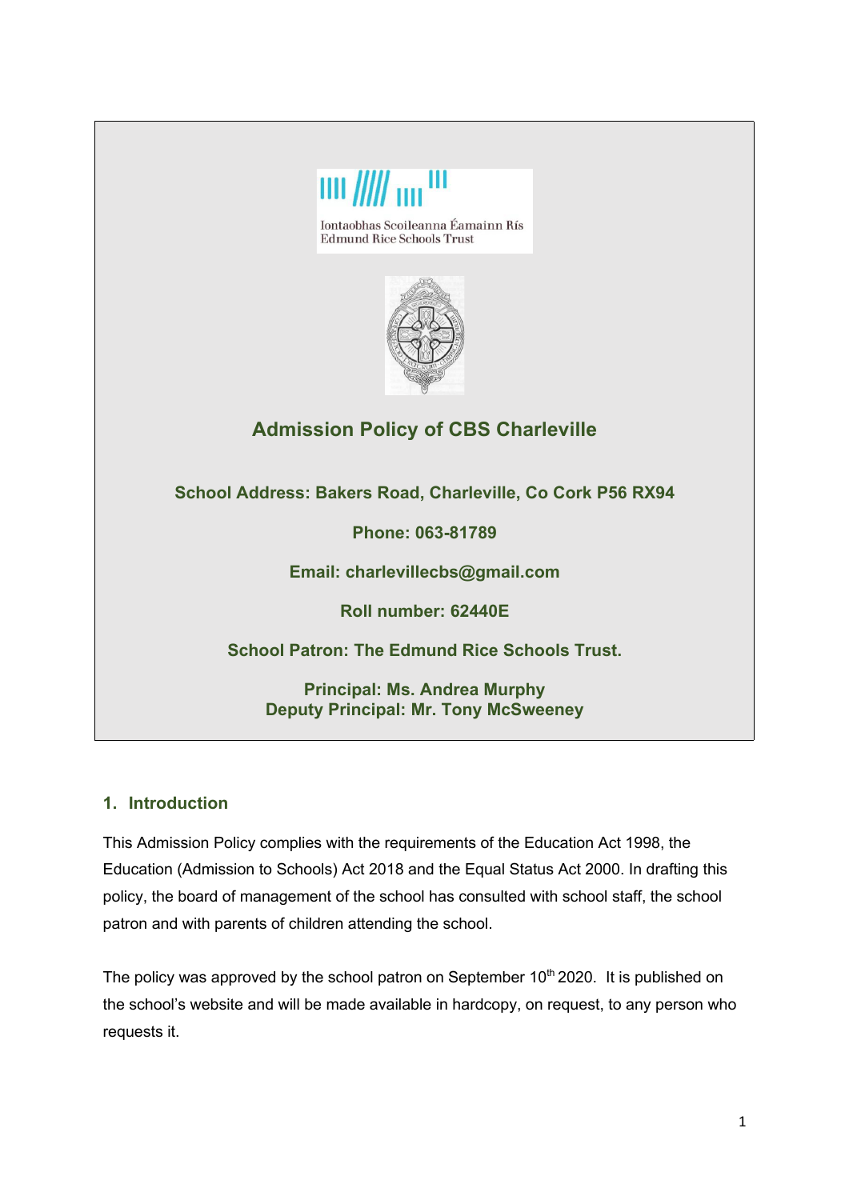Iontaobhas Scoileanna Éamainn Rís
Edmund Rice Schools Trust

# Admission Policy of CBS Charleville

**School Address: Bakers Road, Charleville, Co Cork P56 RX94**

**Phone: 063-81789**

**Email: charlevillecbs@gmail.com**

**Roll number: 62440E**

**School Patron: The Edmund Rice Schools Trust.**

**Principal: Ms. Andrea Murphy**
**Deputy Principal: Mr. Tony McSweeney**

## 1. Introduction

This Admission Policy complies with the requirements of the Education Act 1998, the Education (Admission to Schools) Act 2018 and the Equal Status Act 2000. In drafting this policy, the board of management of the school has consulted with school staff, the school patron and with parents of children attending the school.

The policy was approved by the school patron on September 10th 2020. It is published on the school's website and will be made available in hardcopy, on request, to any person who requests it.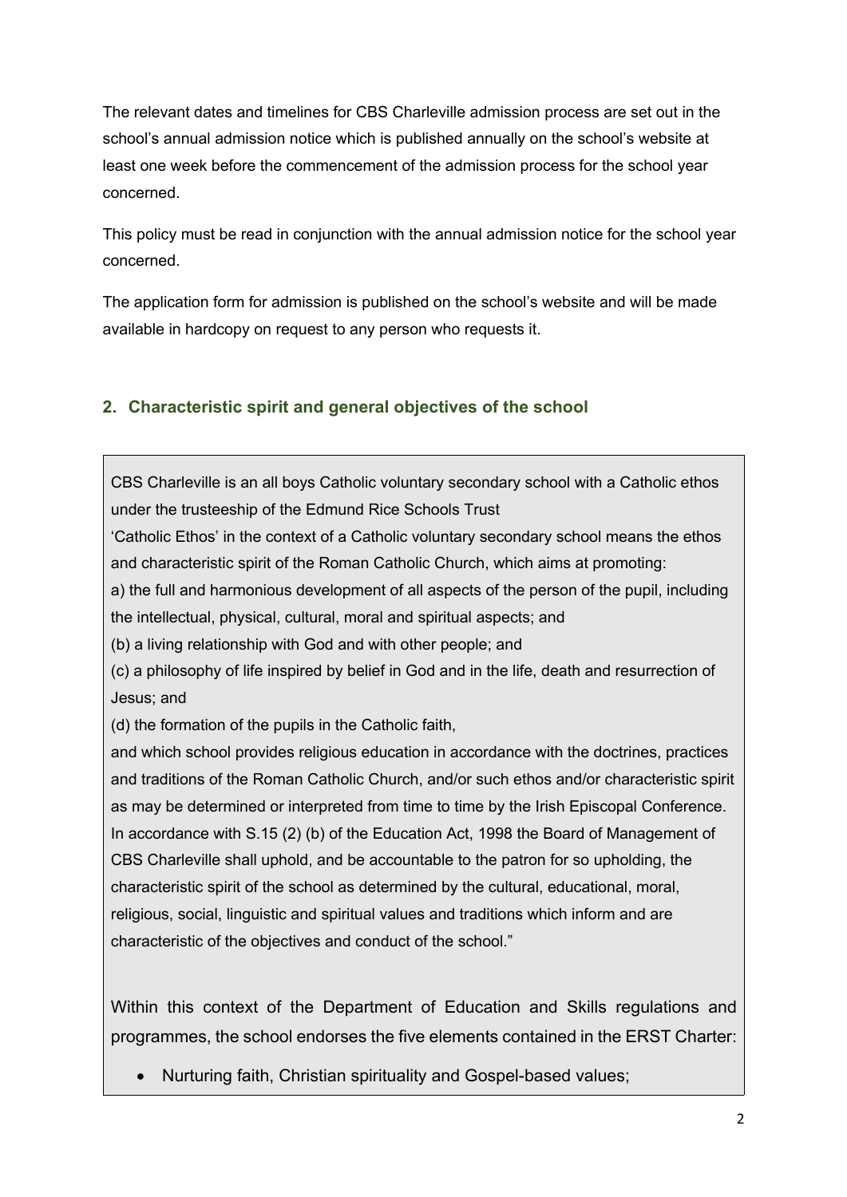The relevant dates and timelines for CBS Charleville admission process are set out in the school's annual admission notice which is published annually on the school's website at least one week before the commencement of the admission process for the school year concerned.

This policy must be read in conjunction with the annual admission notice for the school year concerned.

The application form for admission is published on the school's website and will be made available in hardcopy on request to any person who requests it.

## 2. Characteristic spirit and general objectives of the school

CBS Charleville is an all boys Catholic voluntary secondary school with a Catholic ethos under the trusteeship of the Edmund Rice Schools Trust

'Catholic Ethos' in the context of a Catholic voluntary secondary school means the ethos and characteristic spirit of the Roman Catholic Church, which aims at promoting:

a) the full and harmonious development of all aspects of the person of the pupil, including the intellectual, physical, cultural, moral and spiritual aspects; and

(b) a living relationship with God and with other people; and

(c) a philosophy of life inspired by belief in God and in the life, death and resurrection of Jesus; and

(d) the formation of the pupils in the Catholic faith,

and which school provides religious education in accordance with the doctrines, practices and traditions of the Roman Catholic Church, and/or such ethos and/or characteristic spirit as may be determined or interpreted from time to time by the Irish Episcopal Conference.

In accordance with S.15 (2) (b) of the Education Act, 1998 the Board of Management of CBS Charleville shall uphold, and be accountable to the patron for so upholding, the characteristic spirit of the school as determined by the cultural, educational, moral, religious, social, linguistic and spiritual values and traditions which inform and are characteristic of the objectives and conduct of the school."

Within this context of the Department of Education and Skills regulations and programmes, the school endorses the five elements contained in the ERST Charter:

- Nurturing faith, Christian spirituality and Gospel-based values;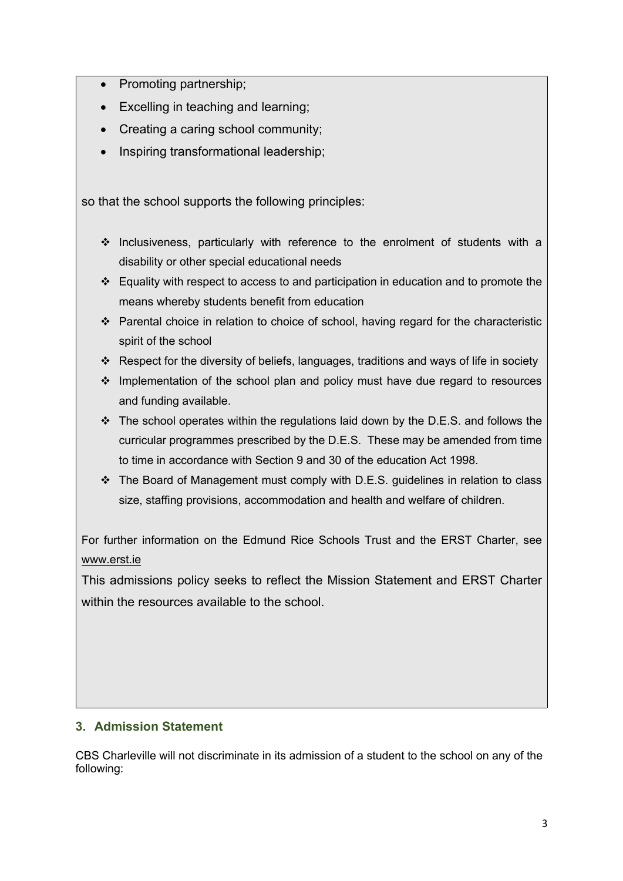- Promoting partnership;
- Excelling in teaching and learning;
- Creating a caring school community;
- Inspiring transformational leadership;

so that the school supports the following principles:

- Inclusiveness, particularly with reference to the enrolment of students with a disability or other special educational needs
- Equality with respect to access to and participation in education and to promote the means whereby students benefit from education
- Parental choice in relation to choice of school, having regard for the characteristic spirit of the school
- Respect for the diversity of beliefs, languages, traditions and ways of life in society
- Implementation of the school plan and policy must have due regard to resources and funding available.
- The school operates within the regulations laid down by the D.E.S. and follows the curricular programmes prescribed by the D.E.S. These may be amended from time to time in accordance with Section 9 and 30 of the education Act 1998.
- The Board of Management must comply with D.E.S. guidelines in relation to class size, staffing provisions, accommodation and health and welfare of children.

For further information on the Edmund Rice Schools Trust and the ERST Charter, see www.erst.ie

This admissions policy seeks to reflect the Mission Statement and ERST Charter within the resources available to the school.

## 3. Admission Statement

CBS Charleville will not discriminate in its admission of a student to the school on any of the following: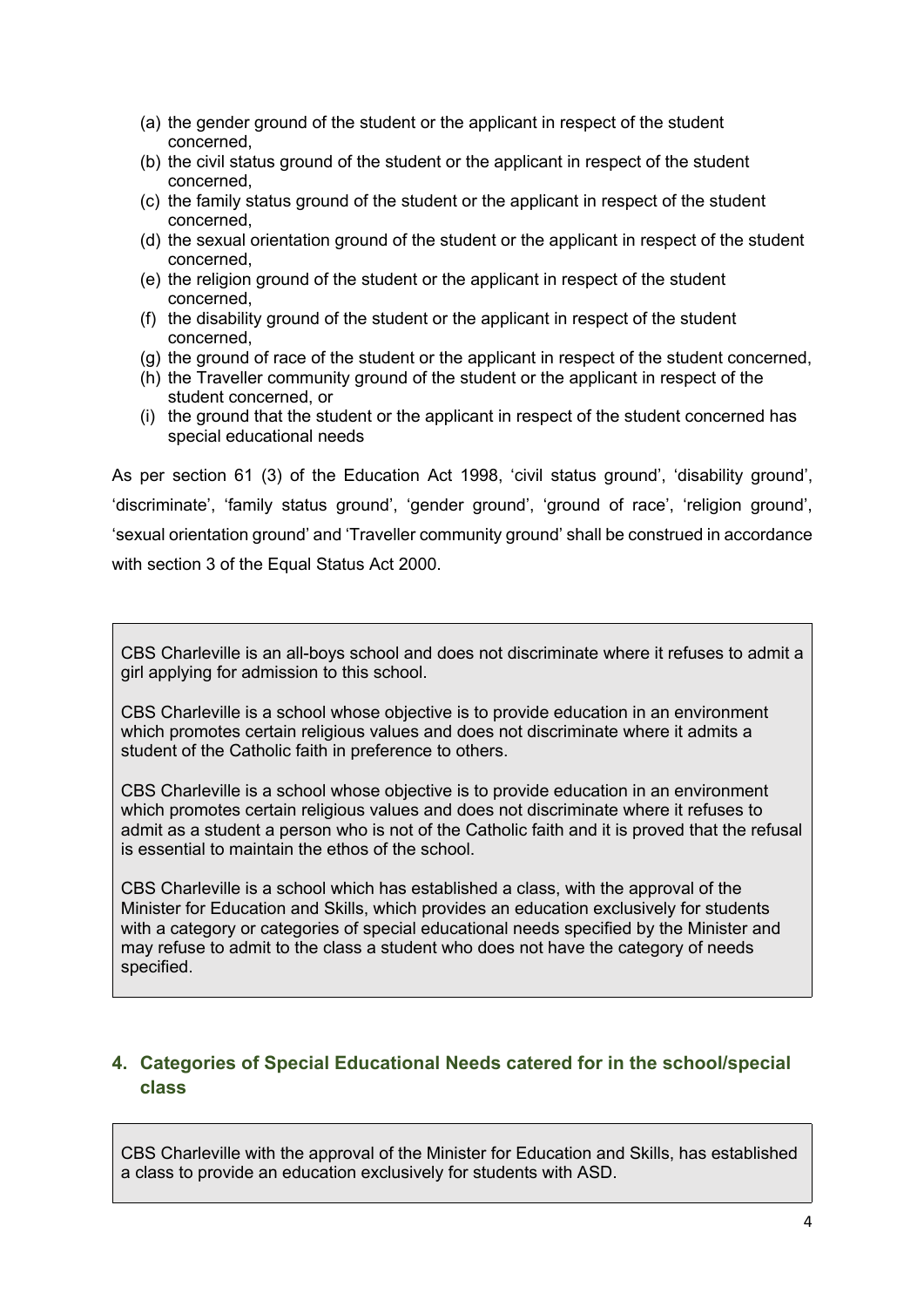(a) the gender ground of the student or the applicant in respect of the student concerned,
(b) the civil status ground of the student or the applicant in respect of the student concerned,
(c) the family status ground of the student or the applicant in respect of the student concerned,
(d) the sexual orientation ground of the student or the applicant in respect of the student concerned,
(e) the religion ground of the student or the applicant in respect of the student concerned,
(f) the disability ground of the student or the applicant in respect of the student concerned,
(g) the ground of race of the student or the applicant in respect of the student concerned,
(h) the Traveller community ground of the student or the applicant in respect of the student concerned, or
(i) the ground that the student or the applicant in respect of the student concerned has special educational needs

As per section 61 (3) of the Education Act 1998, 'civil status ground', 'disability ground', 'discriminate', 'family status ground', 'gender ground', 'ground of race', 'religion ground', 'sexual orientation ground' and 'Traveller community ground' shall be construed in accordance with section 3 of the Equal Status Act 2000.

CBS Charleville is an all-boys school and does not discriminate where it refuses to admit a girl applying for admission to this school.

CBS Charleville is a school whose objective is to provide education in an environment which promotes certain religious values and does not discriminate where it admits a student of the Catholic faith in preference to others.

CBS Charleville is a school whose objective is to provide education in an environment which promotes certain religious values and does not discriminate where it refuses to admit as a student a person who is not of the Catholic faith and it is proved that the refusal is essential to maintain the ethos of the school.

CBS Charleville is a school which has established a class, with the approval of the Minister for Education and Skills, which provides an education exclusively for students with a category or categories of special educational needs specified by the Minister and may refuse to admit to the class a student who does not have the category of needs specified.

## 4. Categories of Special Educational Needs catered for in the school/special class

CBS Charleville with the approval of the Minister for Education and Skills, has established a class to provide an education exclusively for students with ASD.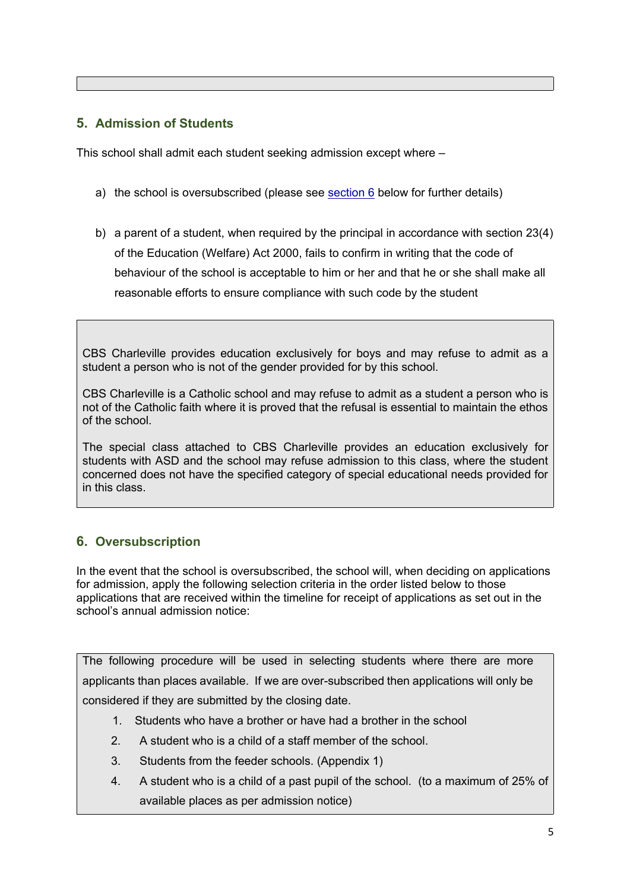## 5. Admission of Students

This school shall admit each student seeking admission except where –

a) the school is oversubscribed (please see section 6 below for further details)

b) a parent of a student, when required by the principal in accordance with section 23(4) of the Education (Welfare) Act 2000, fails to confirm in writing that the code of behaviour of the school is acceptable to him or her and that he or she shall make all reasonable efforts to ensure compliance with such code by the student

CBS Charleville provides education exclusively for boys and may refuse to admit as a student a person who is not of the gender provided for by this school.

CBS Charleville is a Catholic school and may refuse to admit as a student a person who is not of the Catholic faith where it is proved that the refusal is essential to maintain the ethos of the school.

The special class attached to CBS Charleville provides an education exclusively for students with ASD and the school may refuse admission to this class, where the student concerned does not have the specified category of special educational needs provided for in this class.

## 6. Oversubscription

In the event that the school is oversubscribed, the school will, when deciding on applications for admission, apply the following selection criteria in the order listed below to those applications that are received within the timeline for receipt of applications as set out in the school's annual admission notice:

The following procedure will be used in selecting students where there are more applicants than places available. If we are over-subscribed then applications will only be considered if they are submitted by the closing date.

1. Students who have a brother or have had a brother in the school
2. A student who is a child of a staff member of the school.
3. Students from the feeder schools. (Appendix 1)
4. A student who is a child of a past pupil of the school. (to a maximum of 25% of available places as per admission notice)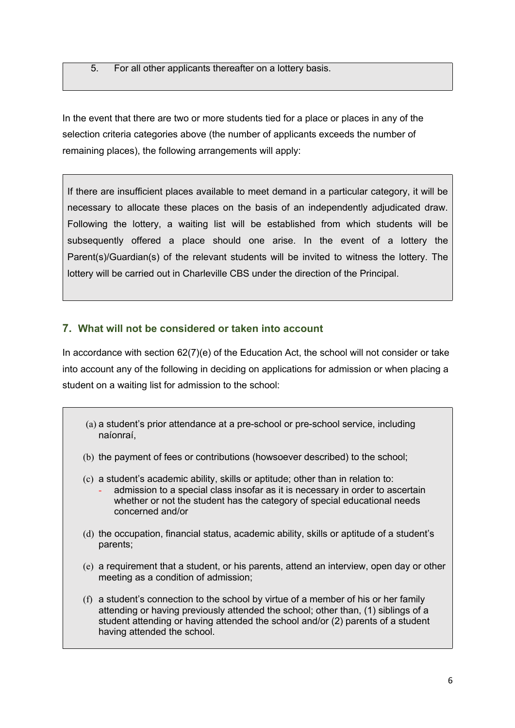5. For all other applicants thereafter on a lottery basis.

In the event that there are two or more students tied for a place or places in any of the selection criteria categories above (the number of applicants exceeds the number of remaining places), the following arrangements will apply:

If there are insufficient places available to meet demand in a particular category, it will be necessary to allocate these places on the basis of an independently adjudicated draw. Following the lottery, a waiting list will be established from which students will be subsequently offered a place should one arise. In the event of a lottery the Parent(s)/Guardian(s) of the relevant students will be invited to witness the lottery. The lottery will be carried out in Charleville CBS under the direction of the Principal.

## 7. What will not be considered or taken into account

In accordance with section 62(7)(e) of the Education Act, the school will not consider or take into account any of the following in deciding on applications for admission or when placing a student on a waiting list for admission to the school:

(a) a student's prior attendance at a pre-school or pre-school service, including naíonraí,

(b) the payment of fees or contributions (howsoever described) to the school;

(c) a student's academic ability, skills or aptitude; other than in relation to:
- admission to a special class insofar as it is necessary in order to ascertain whether or not the student has the category of special educational needs concerned and/or

(d) the occupation, financial status, academic ability, skills or aptitude of a student's parents;

(e) a requirement that a student, or his parents, attend an interview, open day or other meeting as a condition of admission;

(f) a student's connection to the school by virtue of a member of his or her family attending or having previously attended the school; other than, (1) siblings of a student attending or having attended the school and/or (2) parents of a student having attended the school.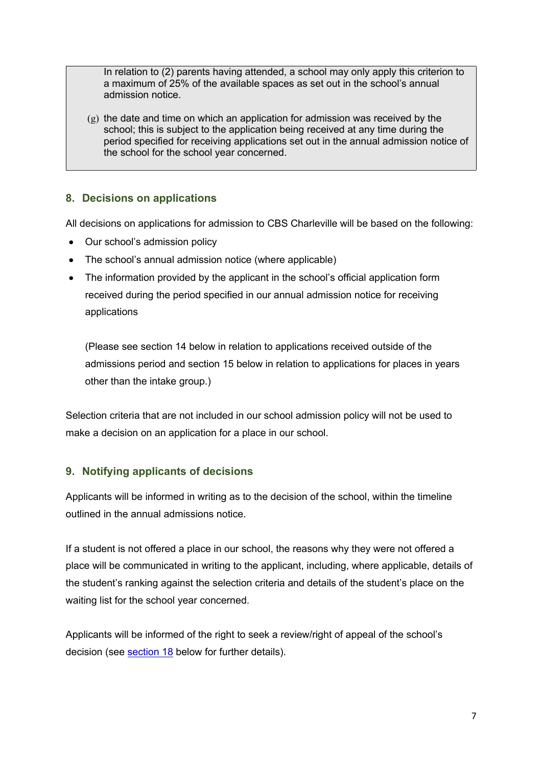In relation to (2) parents having attended, a school may only apply this criterion to a maximum of 25% of the available spaces as set out in the school's annual admission notice.

(g) the date and time on which an application for admission was received by the school; this is subject to the application being received at any time during the period specified for receiving applications set out in the annual admission notice of the school for the school year concerned.

## 8. Decisions on applications

All decisions on applications for admission to CBS Charleville will be based on the following:

- Our school's admission policy
- The school's annual admission notice (where applicable)
- The information provided by the applicant in the school's official application form received during the period specified in our annual admission notice for receiving applications

  (Please see section 14 below in relation to applications received outside of the admissions period and section 15 below in relation to applications for places in years other than the intake group.)

Selection criteria that are not included in our school admission policy will not be used to make a decision on an application for a place in our school.

## 9. Notifying applicants of decisions

Applicants will be informed in writing as to the decision of the school, within the timeline outlined in the annual admissions notice.

If a student is not offered a place in our school, the reasons why they were not offered a place will be communicated in writing to the applicant, including, where applicable, details of the student's ranking against the selection criteria and details of the student's place on the waiting list for the school year concerned.

Applicants will be informed of the right to seek a review/right of appeal of the school's decision (see section 18 below for further details).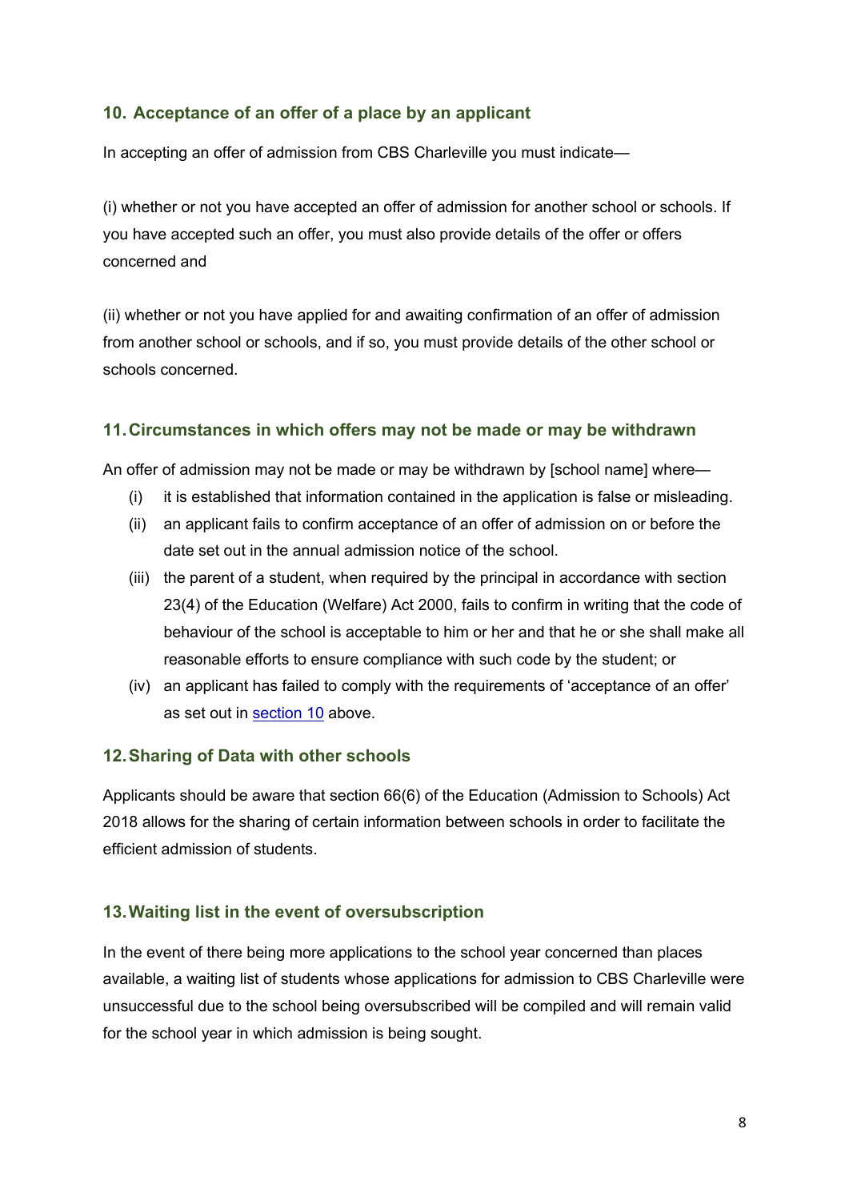## 10. Acceptance of an offer of a place by an applicant

In accepting an offer of admission from CBS Charleville you must indicate—

(i) whether or not you have accepted an offer of admission for another school or schools. If you have accepted such an offer, you must also provide details of the offer or offers concerned and

(ii) whether or not you have applied for and awaiting confirmation of an offer of admission from another school or schools, and if so, you must provide details of the other school or schools concerned.

## 11. Circumstances in which offers may not be made or may be withdrawn

An offer of admission may not be made or may be withdrawn by [school name] where—

(i) it is established that information contained in the application is false or misleading.

(ii) an applicant fails to confirm acceptance of an offer of admission on or before the date set out in the annual admission notice of the school.

(iii) the parent of a student, when required by the principal in accordance with section 23(4) of the Education (Welfare) Act 2000, fails to confirm in writing that the code of behaviour of the school is acceptable to him or her and that he or she shall make all reasonable efforts to ensure compliance with such code by the student; or

(iv) an applicant has failed to comply with the requirements of 'acceptance of an offer' as set out in section 10 above.

## 12. Sharing of Data with other schools

Applicants should be aware that section 66(6) of the Education (Admission to Schools) Act 2018 allows for the sharing of certain information between schools in order to facilitate the efficient admission of students.

## 13. Waiting list in the event of oversubscription

In the event of there being more applications to the school year concerned than places available, a waiting list of students whose applications for admission to CBS Charleville were unsuccessful due to the school being oversubscribed will be compiled and will remain valid for the school year in which admission is being sought.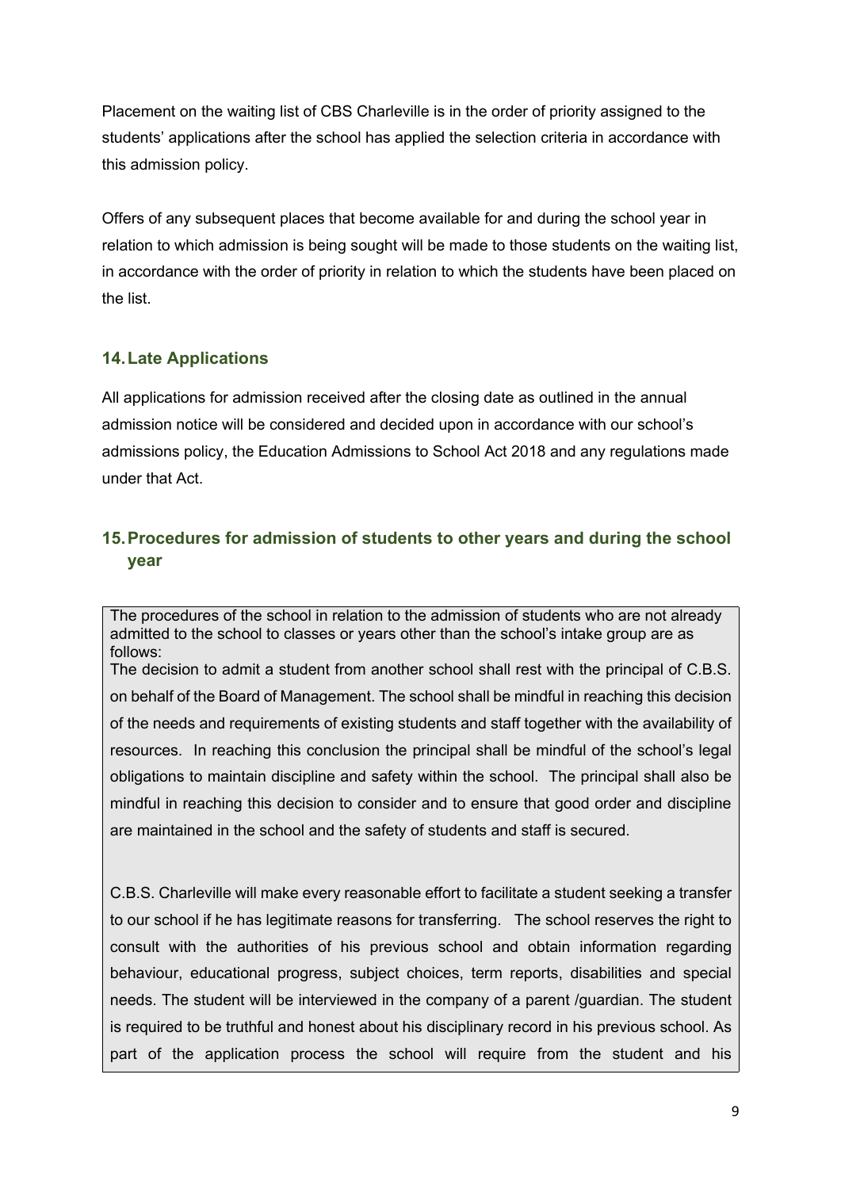Placement on the waiting list of CBS Charleville is in the order of priority assigned to the students' applications after the school has applied the selection criteria in accordance with this admission policy.

Offers of any subsequent places that become available for and during the school year in relation to which admission is being sought will be made to those students on the waiting list, in accordance with the order of priority in relation to which the students have been placed on the list.

## 14. Late Applications

All applications for admission received after the closing date as outlined in the annual admission notice will be considered and decided upon in accordance with our school's admissions policy, the Education Admissions to School Act 2018 and any regulations made under that Act.

## 15. Procedures for admission of students to other years and during the school year

The procedures of the school in relation to the admission of students who are not already admitted to the school to classes or years other than the school's intake group are as follows:

The decision to admit a student from another school shall rest with the principal of C.B.S. on behalf of the Board of Management. The school shall be mindful in reaching this decision of the needs and requirements of existing students and staff together with the availability of resources. In reaching this conclusion the principal shall be mindful of the school's legal obligations to maintain discipline and safety within the school. The principal shall also be mindful in reaching this decision to consider and to ensure that good order and discipline are maintained in the school and the safety of students and staff is secured.

C.B.S. Charleville will make every reasonable effort to facilitate a student seeking a transfer to our school if he has legitimate reasons for transferring. The school reserves the right to consult with the authorities of his previous school and obtain information regarding behaviour, educational progress, subject choices, term reports, disabilities and special needs. The student will be interviewed in the company of a parent /guardian. The student is required to be truthful and honest about his disciplinary record in his previous school. As part of the application process the school will require from the student and his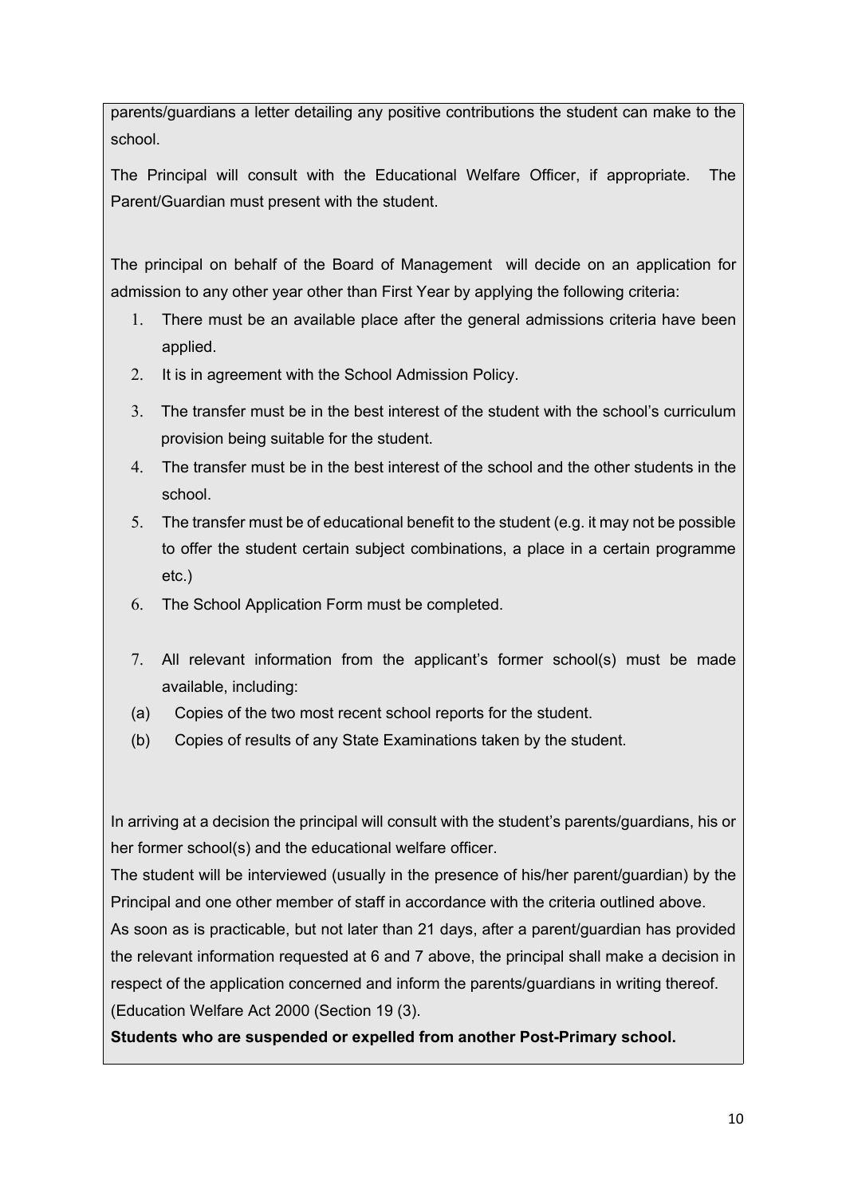parents/guardians a letter detailing any positive contributions the student can make to the school.

The Principal will consult with the Educational Welfare Officer, if appropriate. The Parent/Guardian must present with the student.

The principal on behalf of the Board of Management will decide on an application for admission to any other year other than First Year by applying the following criteria:

1. There must be an available place after the general admissions criteria have been applied.
2. It is in agreement with the School Admission Policy.
3. The transfer must be in the best interest of the student with the school's curriculum provision being suitable for the student.
4. The transfer must be in the best interest of the school and the other students in the school.
5. The transfer must be of educational benefit to the student (e.g. it may not be possible to offer the student certain subject combinations, a place in a certain programme etc.)
6. The School Application Form must be completed.
7. All relevant information from the applicant's former school(s) must be made available, including:

(a) Copies of the two most recent school reports for the student.

(b) Copies of results of any State Examinations taken by the student.

In arriving at a decision the principal will consult with the student's parents/guardians, his or her former school(s) and the educational welfare officer.

The student will be interviewed (usually in the presence of his/her parent/guardian) by the Principal and one other member of staff in accordance with the criteria outlined above.

As soon as is practicable, but not later than 21 days, after a parent/guardian has provided the relevant information requested at 6 and 7 above, the principal shall make a decision in respect of the application concerned and inform the parents/guardians in writing thereof. (Education Welfare Act 2000 (Section 19 (3).

**Students who are suspended or expelled from another Post-Primary school.**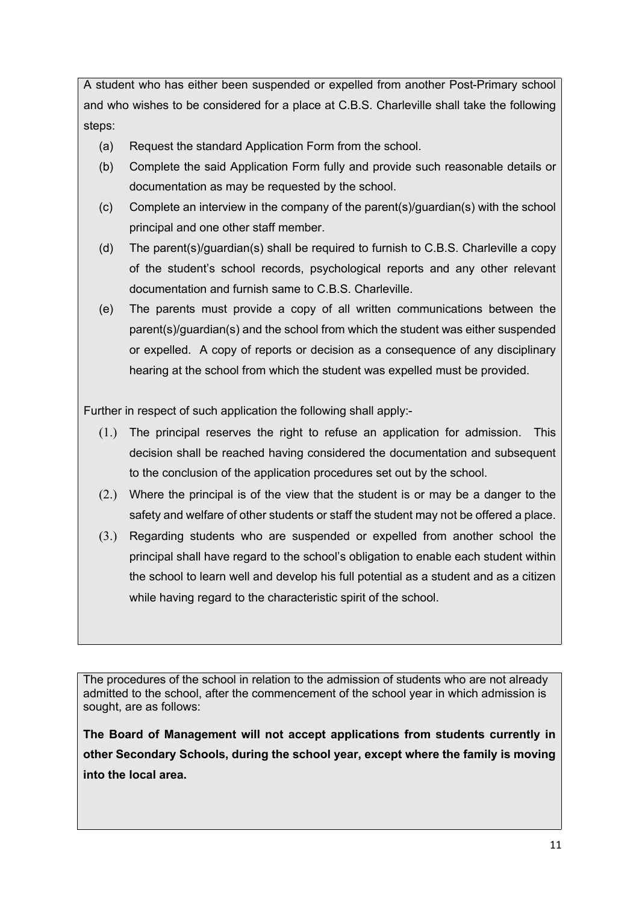A student who has either been suspended or expelled from another Post-Primary school and who wishes to be considered for a place at C.B.S. Charleville shall take the following steps:

(a) Request the standard Application Form from the school.

(b) Complete the said Application Form fully and provide such reasonable details or documentation as may be requested by the school.

(c) Complete an interview in the company of the parent(s)/guardian(s) with the school principal and one other staff member.

(d) The parent(s)/guardian(s) shall be required to furnish to C.B.S. Charleville a copy of the student's school records, psychological reports and any other relevant documentation and furnish same to C.B.S. Charleville.

(e) The parents must provide a copy of all written communications between the parent(s)/guardian(s) and the school from which the student was either suspended or expelled. A copy of reports or decision as a consequence of any disciplinary hearing at the school from which the student was expelled must be provided.

Further in respect of such application the following shall apply:-

(1.) The principal reserves the right to refuse an application for admission. This decision shall be reached having considered the documentation and subsequent to the conclusion of the application procedures set out by the school.

(2.) Where the principal is of the view that the student is or may be a danger to the safety and welfare of other students or staff the student may not be offered a place.

(3.) Regarding students who are suspended or expelled from another school the principal shall have regard to the school's obligation to enable each student within the school to learn well and develop his full potential as a student and as a citizen while having regard to the characteristic spirit of the school.

The procedures of the school in relation to the admission of students who are not already admitted to the school, after the commencement of the school year in which admission is sought, are as follows:

**The Board of Management will not accept applications from students currently in other Secondary Schools, during the school year, except where the family is moving into the local area.**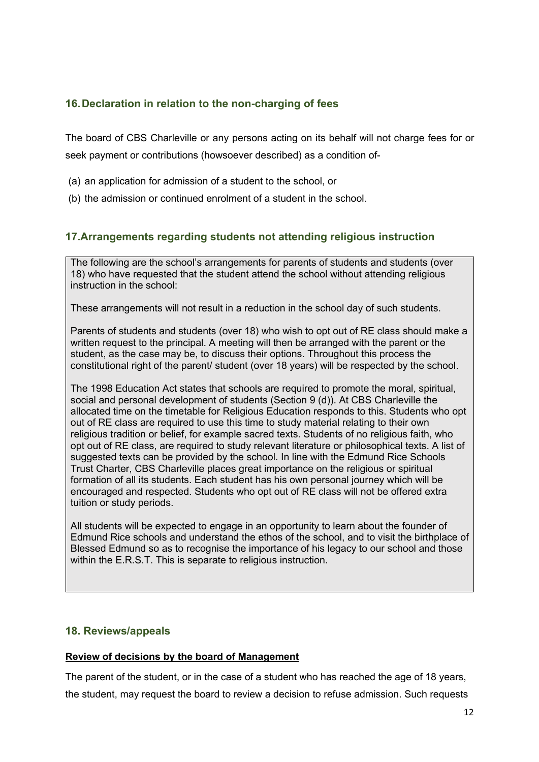## 16. Declaration in relation to the non-charging of fees

The board of CBS Charleville or any persons acting on its behalf will not charge fees for or seek payment or contributions (howsoever described) as a condition of-

(a) an application for admission of a student to the school, or

(b) the admission or continued enrolment of a student in the school.

## 17. Arrangements regarding students not attending religious instruction

The following are the school's arrangements for parents of students and students (over 18) who have requested that the student attend the school without attending religious instruction in the school:

These arrangements will not result in a reduction in the school day of such students.

Parents of students and students (over 18) who wish to opt out of RE class should make a written request to the principal. A meeting will then be arranged with the parent or the student, as the case may be, to discuss their options. Throughout this process the constitutional right of the parent/ student (over 18 years) will be respected by the school.

The 1998 Education Act states that schools are required to promote the moral, spiritual, social and personal development of students (Section 9 (d)). At CBS Charleville the allocated time on the timetable for Religious Education responds to this. Students who opt out of RE class are required to use this time to study material relating to their own religious tradition or belief, for example sacred texts. Students of no religious faith, who opt out of RE class, are required to study relevant literature or philosophical texts. A list of suggested texts can be provided by the school. In line with the Edmund Rice Schools Trust Charter, CBS Charleville places great importance on the religious or spiritual formation of all its students. Each student has his own personal journey which will be encouraged and respected. Students who opt out of RE class will not be offered extra tuition or study periods.

All students will be expected to engage in an opportunity to learn about the founder of Edmund Rice schools and understand the ethos of the school, and to visit the birthplace of Blessed Edmund so as to recognise the importance of his legacy to our school and those within the E.R.S.T. This is separate to religious instruction.

## 18. Reviews/appeals

**Review of decisions by the board of Management**

The parent of the student, or in the case of a student who has reached the age of 18 years, the student, may request the board to review a decision to refuse admission. Such requests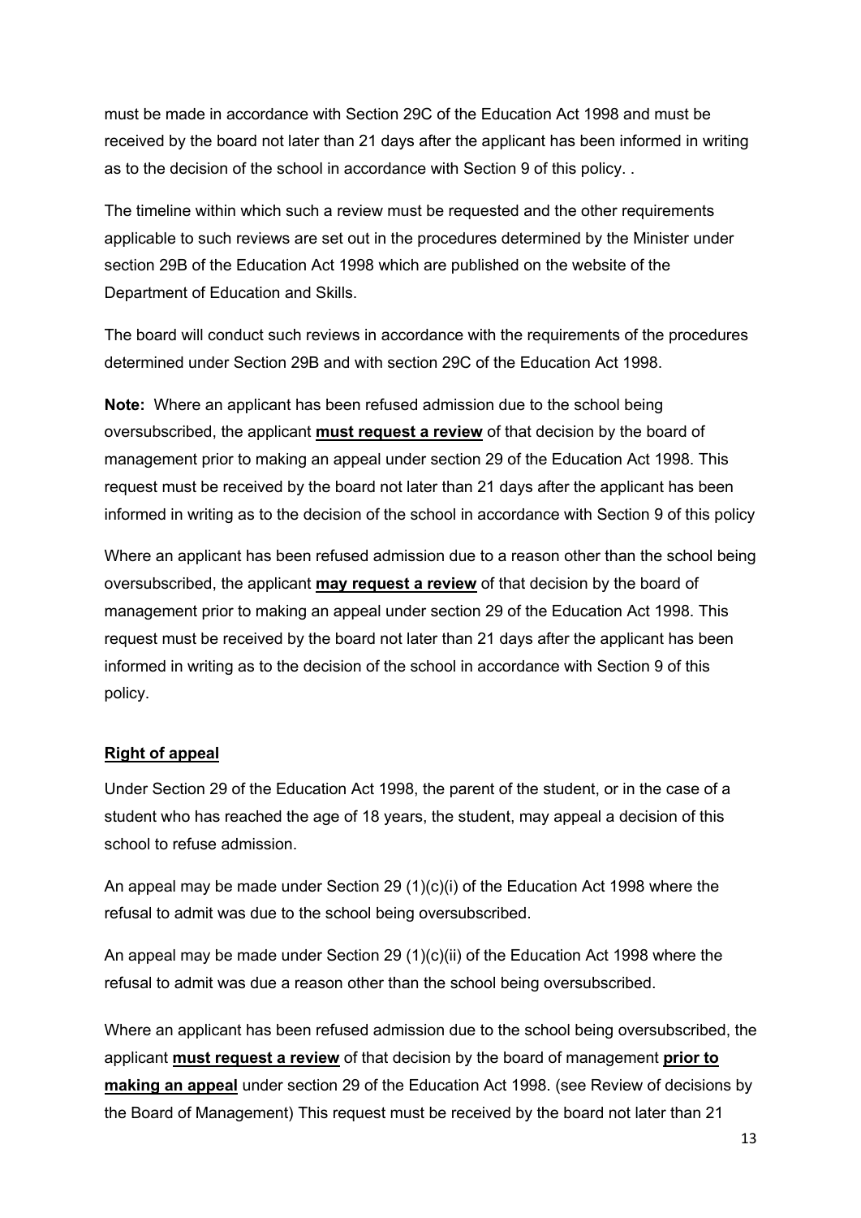must be made in accordance with Section 29C of the Education Act 1998 and must be received by the board not later than 21 days after the applicant has been informed in writing as to the decision of the school in accordance with Section 9 of this policy. .

The timeline within which such a review must be requested and the other requirements applicable to such reviews are set out in the procedures determined by the Minister under section 29B of the Education Act 1998 which are published on the website of the Department of Education and Skills.

The board will conduct such reviews in accordance with the requirements of the procedures determined under Section 29B and with section 29C of the Education Act 1998.

**Note:** Where an applicant has been refused admission due to the school being oversubscribed, the applicant **must request a review** of that decision by the board of management prior to making an appeal under section 29 of the Education Act 1998. This request must be received by the board not later than 21 days after the applicant has been informed in writing as to the decision of the school in accordance with Section 9 of this policy

Where an applicant has been refused admission due to a reason other than the school being oversubscribed, the applicant **may request a review** of that decision by the board of management prior to making an appeal under section 29 of the Education Act 1998. This request must be received by the board not later than 21 days after the applicant has been informed in writing as to the decision of the school in accordance with Section 9 of this policy.

**Right of appeal**

Under Section 29 of the Education Act 1998, the parent of the student, or in the case of a student who has reached the age of 18 years, the student, may appeal a decision of this school to refuse admission.

An appeal may be made under Section 29 (1)(c)(i) of the Education Act 1998 where the refusal to admit was due to the school being oversubscribed.

An appeal may be made under Section 29 (1)(c)(ii) of the Education Act 1998 where the refusal to admit was due a reason other than the school being oversubscribed.

Where an applicant has been refused admission due to the school being oversubscribed, the applicant **must request a review** of that decision by the board of management **prior to making an appeal** under section 29 of the Education Act 1998. (see Review of decisions by the Board of Management) This request must be received by the board not later than 21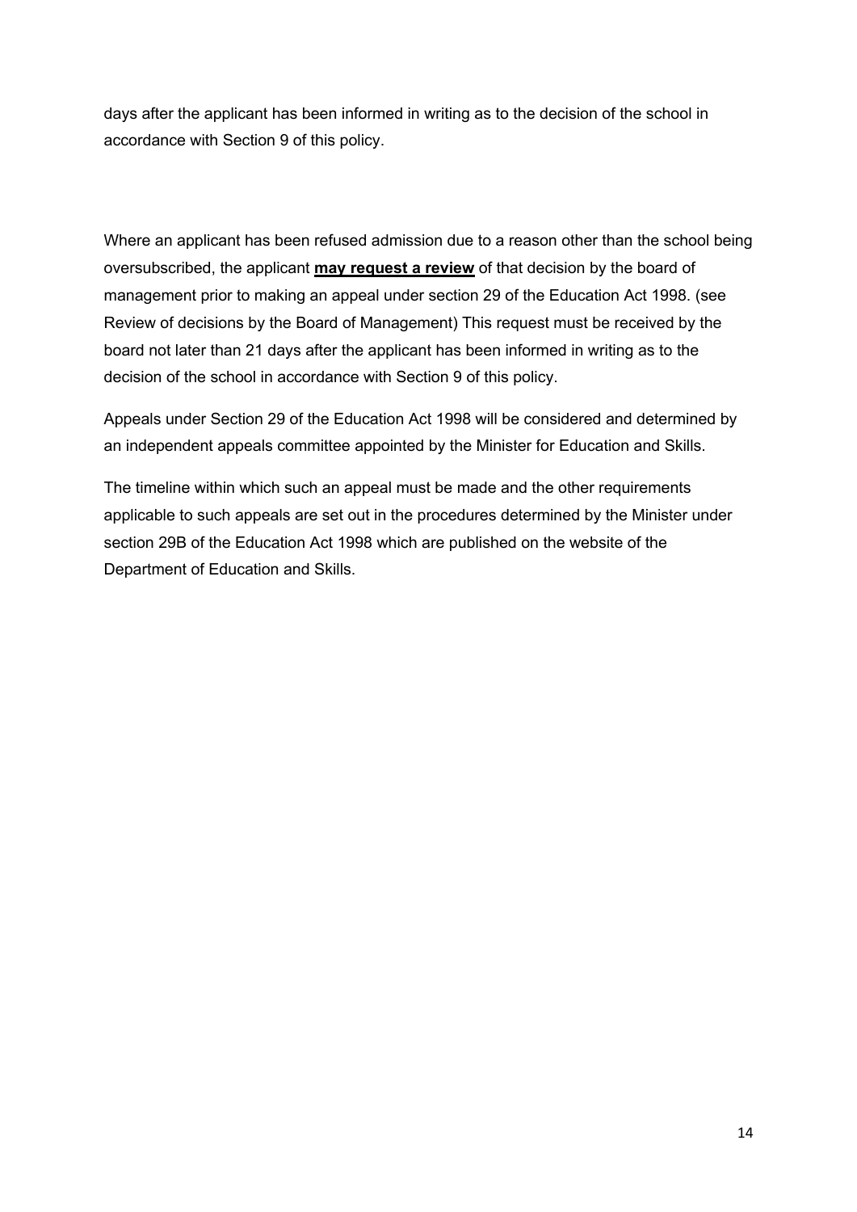days after the applicant has been informed in writing as to the decision of the school in accordance with Section 9 of this policy.

Where an applicant has been refused admission due to a reason other than the school being oversubscribed, the applicant **<u>may request a review</u>** of that decision by the board of management prior to making an appeal under section 29 of the Education Act 1998. (see Review of decisions by the Board of Management) This request must be received by the board not later than 21 days after the applicant has been informed in writing as to the decision of the school in accordance with Section 9 of this policy.

Appeals under Section 29 of the Education Act 1998 will be considered and determined by an independent appeals committee appointed by the Minister for Education and Skills.

The timeline within which such an appeal must be made and the other requirements applicable to such appeals are set out in the procedures determined by the Minister under section 29B of the Education Act 1998 which are published on the website of the Department of Education and Skills.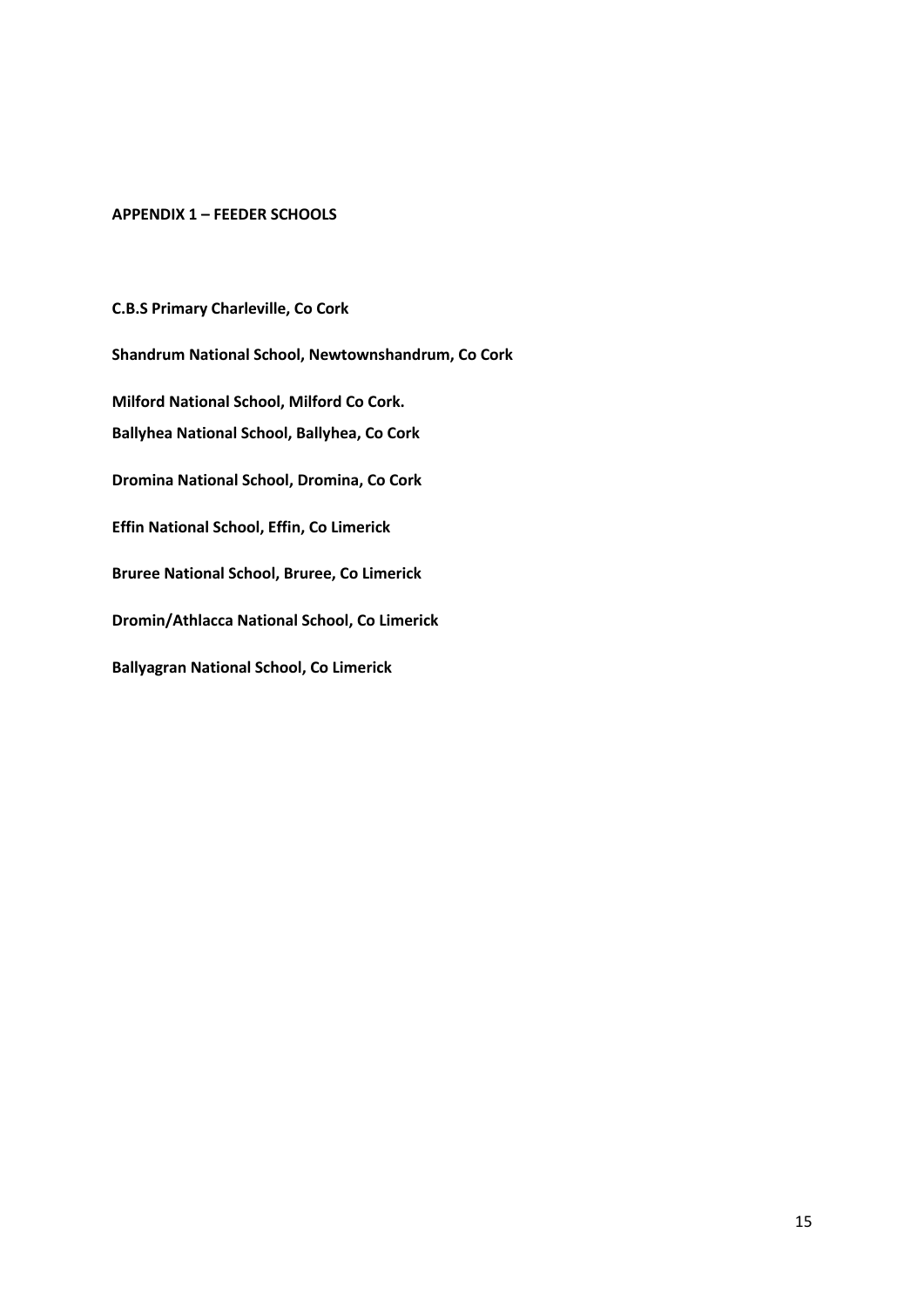## APPENDIX 1 – FEEDER SCHOOLS

**C.B.S Primary Charleville, Co Cork**

**Shandrum National School, Newtownshandrum, Co Cork**

**Milford National School, Milford Co Cork.**

**Ballyhea National School, Ballyhea, Co Cork**

**Dromina National School, Dromina, Co Cork**

**Effin National School, Effin, Co Limerick**

**Bruree National School, Bruree, Co Limerick**

**Dromin/Athlacca National School, Co Limerick**

**Ballyagran National School, Co Limerick**